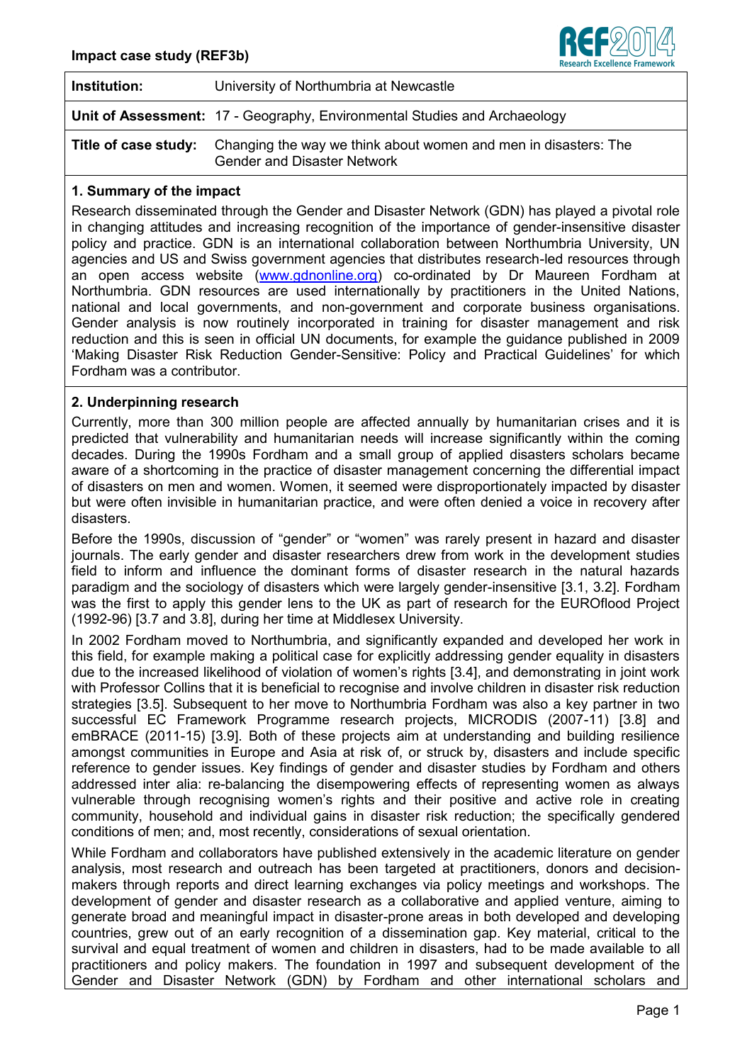**Impact case study (REF3b)**

| | |
|---|---|
| **Institution:** | University of Northumbria at Newcastle |
| **Unit of Assessment:** | 17 - Geography, Environmental Studies and Archaeology |
| **Title of case study:** | Changing the way we think about women and men in disasters: The Gender and Disaster Network |

## 1. Summary of the impact

Research disseminated through the Gender and Disaster Network (GDN) has played a pivotal role in changing attitudes and increasing recognition of the importance of gender-insensitive disaster policy and practice. GDN is an international collaboration between Northumbria University, UN agencies and US and Swiss government agencies that distributes research-led resources through an open access website (www.gdnonline.org) co-ordinated by Dr Maureen Fordham at Northumbria. GDN resources are used internationally by practitioners in the United Nations, national and local governments, and non-government and corporate business organisations. Gender analysis is now routinely incorporated in training for disaster management and risk reduction and this is seen in official UN documents, for example the guidance published in 2009 'Making Disaster Risk Reduction Gender-Sensitive: Policy and Practical Guidelines' for which Fordham was a contributor.

## 2. Underpinning research

Currently, more than 300 million people are affected annually by humanitarian crises and it is predicted that vulnerability and humanitarian needs will increase significantly within the coming decades. During the 1990s Fordham and a small group of applied disasters scholars became aware of a shortcoming in the practice of disaster management concerning the differential impact of disasters on men and women. Women, it seemed were disproportionately impacted by disaster but were often invisible in humanitarian practice, and were often denied a voice in recovery after disasters.

Before the 1990s, discussion of "gender" or "women" was rarely present in hazard and disaster journals. The early gender and disaster researchers drew from work in the development studies field to inform and influence the dominant forms of disaster research in the natural hazards paradigm and the sociology of disasters which were largely gender-insensitive [3.1, 3.2]. Fordham was the first to apply this gender lens to the UK as part of research for the EUROflood Project (1992-96) [3.7 and 3.8], during her time at Middlesex University.

In 2002 Fordham moved to Northumbria, and significantly expanded and developed her work in this field, for example making a political case for explicitly addressing gender equality in disasters due to the increased likelihood of violation of women's rights [3.4], and demonstrating in joint work with Professor Collins that it is beneficial to recognise and involve children in disaster risk reduction strategies [3.5]. Subsequent to her move to Northumbria Fordham was also a key partner in two successful EC Framework Programme research projects, MICRODIS (2007-11) [3.8] and emBRACE (2011-15) [3.9]. Both of these projects aim at understanding and building resilience amongst communities in Europe and Asia at risk of, or struck by, disasters and include specific reference to gender issues. Key findings of gender and disaster studies by Fordham and others addressed inter alia: re-balancing the disempowering effects of representing women as always vulnerable through recognising women's rights and their positive and active role in creating community, household and individual gains in disaster risk reduction; the specifically gendered conditions of men; and, most recently, considerations of sexual orientation.

While Fordham and collaborators have published extensively in the academic literature on gender analysis, most research and outreach has been targeted at practitioners, donors and decision-makers through reports and direct learning exchanges via policy meetings and workshops. The development of gender and disaster research as a collaborative and applied venture, aiming to generate broad and meaningful impact in disaster-prone areas in both developed and developing countries, grew out of an early recognition of a dissemination gap. Key material, critical to the survival and equal treatment of women and children in disasters, had to be made available to all practitioners and policy makers. The foundation in 1997 and subsequent development of the Gender and Disaster Network (GDN) by Fordham and other international scholars and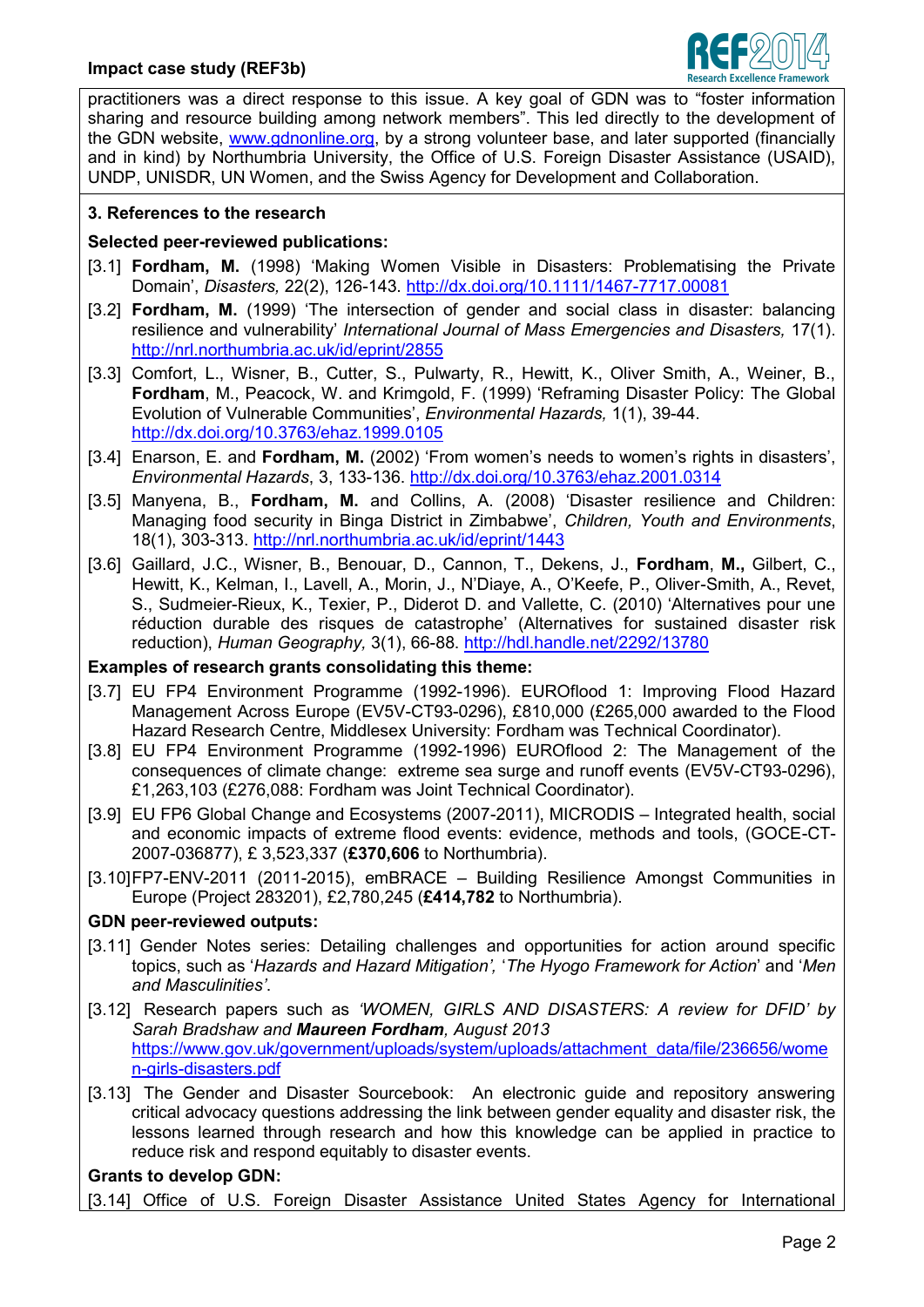practitioners was a direct response to this issue. A key goal of GDN was to "foster information sharing and resource building among network members". This led directly to the development of the GDN website, www.gdnonline.org, by a strong volunteer base, and later supported (financially and in kind) by Northumbria University, the Office of U.S. Foreign Disaster Assistance (USAID), UNDP, UNISDR, UN Women, and the Swiss Agency for Development and Collaboration.

### 3. References to the research

**Selected peer-reviewed publications:**

[3.1] **Fordham, M.** (1998) 'Making Women Visible in Disasters: Problematising the Private Domain', *Disasters,* 22(2), 126-143. http://dx.doi.org/10.1111/1467-7717.00081

[3.2] **Fordham, M.** (1999) 'The intersection of gender and social class in disaster: balancing resilience and vulnerability' *International Journal of Mass Emergencies and Disasters,* 17(1). http://nrl.northumbria.ac.uk/id/eprint/2855

[3.3] Comfort, L., Wisner, B., Cutter, S., Pulwarty, R., Hewitt, K., Oliver Smith, A., Weiner, B., **Fordham**, M., Peacock, W. and Krimgold, F. (1999) 'Reframing Disaster Policy: The Global Evolution of Vulnerable Communities', *Environmental Hazards,* 1(1), 39-44. http://dx.doi.org/10.3763/ehaz.1999.0105

[3.4] Enarson, E. and **Fordham, M.** (2002) 'From women's needs to women's rights in disasters', *Environmental Hazards*, 3, 133-136. http://dx.doi.org/10.3763/ehaz.2001.0314

[3.5] Manyena, B., **Fordham, M.** and Collins, A. (2008) 'Disaster resilience and Children: Managing food security in Binga District in Zimbabwe', *Children, Youth and Environments*, 18(1), 303-313. http://nrl.northumbria.ac.uk/id/eprint/1443

[3.6] Gaillard, J.C., Wisner, B., Benouar, D., Cannon, T., Dekens, J., **Fordham**, **M.,** Gilbert, C., Hewitt, K., Kelman, I., Lavell, A., Morin, J., N'Diaye, A., O'Keefe, P., Oliver-Smith, A., Revet, S., Sudmeier-Rieux, K., Texier, P., Diderot D. and Vallette, C. (2010) 'Alternatives pour une réduction durable des risques de catastrophe' (Alternatives for sustained disaster risk reduction), *Human Geography,* 3(1), 66-88. http://hdl.handle.net/2292/13780

**Examples of research grants consolidating this theme:**

[3.7] EU FP4 Environment Programme (1992-1996). EUROflood 1: Improving Flood Hazard Management Across Europe (EV5V-CT93-0296), £810,000 (£265,000 awarded to the Flood Hazard Research Centre, Middlesex University: Fordham was Technical Coordinator).

[3.8] EU FP4 Environment Programme (1992-1996) EUROflood 2: The Management of the consequences of climate change: extreme sea surge and runoff events (EV5V-CT93-0296), £1,263,103 (£276,088: Fordham was Joint Technical Coordinator).

[3.9] EU FP6 Global Change and Ecosystems (2007-2011), MICRODIS – Integrated health, social and economic impacts of extreme flood events: evidence, methods and tools, (GOCE-CT-2007-036877), £ 3,523,337 (**£370,606** to Northumbria).

[3.10] FP7-ENV-2011 (2011-2015), emBRACE – Building Resilience Amongst Communities in Europe (Project 283201), £2,780,245 (**£414,782** to Northumbria).

**GDN peer-reviewed outputs:**

[3.11] Gender Notes series: Detailing challenges and opportunities for action around specific topics, such as '*Hazards and Hazard Mitigation',* '*The Hyogo Framework for Action*' and '*Men and Masculinities'*.

[3.12] Research papers such as *'WOMEN, GIRLS AND DISASTERS: A review for DFID' by Sarah Bradshaw and **Maureen Fordham**, August 2013* https://www.gov.uk/government/uploads/system/uploads/attachment_data/file/236656/women-girls-disasters.pdf

[3.13] The Gender and Disaster Sourcebook: An electronic guide and repository answering critical advocacy questions addressing the link between gender equality and disaster risk, the lessons learned through research and how this knowledge can be applied in practice to reduce risk and respond equitably to disaster events.

**Grants to develop GDN:**

[3.14] Office of U.S. Foreign Disaster Assistance United States Agency for International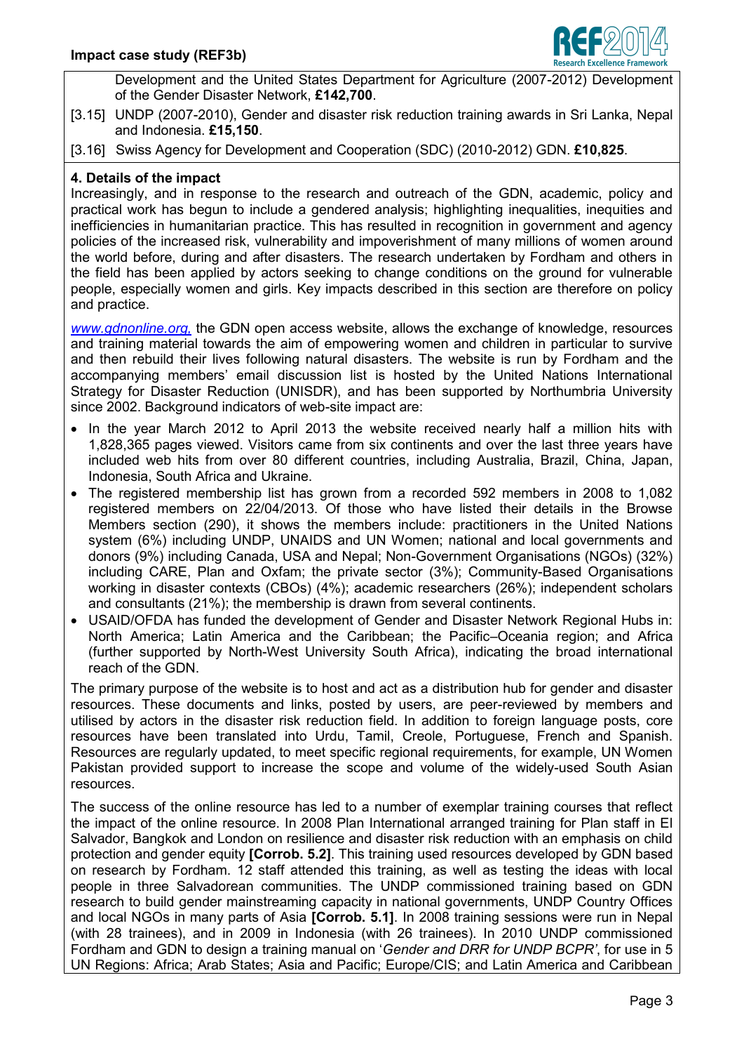Development and the United States Department for Agriculture (2007-2012) Development of the Gender Disaster Network, **£142,700**.

[3.15] UNDP (2007-2010), Gender and disaster risk reduction training awards in Sri Lanka, Nepal and Indonesia. **£15,150**.

[3.16] Swiss Agency for Development and Cooperation (SDC) (2010-2012) GDN. **£10,825**.

## 4. Details of the impact

Increasingly, and in response to the research and outreach of the GDN, academic, policy and practical work has begun to include a gendered analysis; highlighting inequalities, inequities and inefficiencies in humanitarian practice. This has resulted in recognition in government and agency policies of the increased risk, vulnerability and impoverishment of many millions of women around the world before, during and after disasters. The research undertaken by Fordham and others in the field has been applied by actors seeking to change conditions on the ground for vulnerable people, especially women and girls. Key impacts described in this section are therefore on policy and practice.

*www.gdnonline.org,* the GDN open access website, allows the exchange of knowledge, resources and training material towards the aim of empowering women and children in particular to survive and then rebuild their lives following natural disasters. The website is run by Fordham and the accompanying members' email discussion list is hosted by the United Nations International Strategy for Disaster Reduction (UNISDR), and has been supported by Northumbria University since 2002. Background indicators of web-site impact are:

- In the year March 2012 to April 2013 the website received nearly half a million hits with 1,828,365 pages viewed. Visitors came from six continents and over the last three years have included web hits from over 80 different countries, including Australia, Brazil, China, Japan, Indonesia, South Africa and Ukraine.
- The registered membership list has grown from a recorded 592 members in 2008 to 1,082 registered members on 22/04/2013. Of those who have listed their details in the Browse Members section (290), it shows the members include: practitioners in the United Nations system (6%) including UNDP, UNAIDS and UN Women; national and local governments and donors (9%) including Canada, USA and Nepal; Non-Government Organisations (NGOs) (32%) including CARE, Plan and Oxfam; the private sector (3%); Community-Based Organisations working in disaster contexts (CBOs) (4%); academic researchers (26%); independent scholars and consultants (21%); the membership is drawn from several continents.
- USAID/OFDA has funded the development of Gender and Disaster Network Regional Hubs in: North America; Latin America and the Caribbean; the Pacific–Oceania region; and Africa (further supported by North-West University South Africa), indicating the broad international reach of the GDN.

The primary purpose of the website is to host and act as a distribution hub for gender and disaster resources. These documents and links, posted by users, are peer-reviewed by members and utilised by actors in the disaster risk reduction field. In addition to foreign language posts, core resources have been translated into Urdu, Tamil, Creole, Portuguese, French and Spanish. Resources are regularly updated, to meet specific regional requirements, for example, UN Women Pakistan provided support to increase the scope and volume of the widely-used South Asian resources.

The success of the online resource has led to a number of exemplar training courses that reflect the impact of the online resource. In 2008 Plan International arranged training for Plan staff in El Salvador, Bangkok and London on resilience and disaster risk reduction with an emphasis on child protection and gender equity **[Corrob. 5.2]**. This training used resources developed by GDN based on research by Fordham. 12 staff attended this training, as well as testing the ideas with local people in three Salvadorean communities. The UNDP commissioned training based on GDN research to build gender mainstreaming capacity in national governments, UNDP Country Offices and local NGOs in many parts of Asia **[Corrob. 5.1]**. In 2008 training sessions were run in Nepal (with 28 trainees), and in 2009 in Indonesia (with 26 trainees). In 2010 UNDP commissioned Fordham and GDN to design a training manual on '*Gender and DRR for UNDP BCPR*', for use in 5 UN Regions: Africa; Arab States; Asia and Pacific; Europe/CIS; and Latin America and Caribbean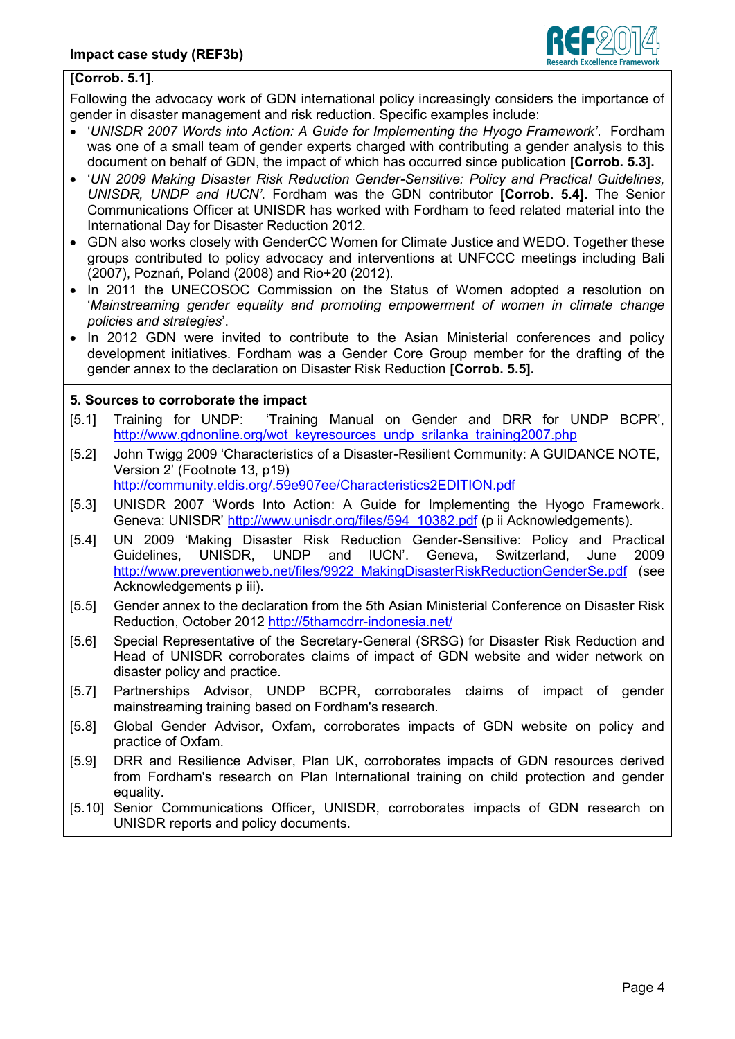**[Corrob. 5.1]**.

Following the advocacy work of GDN international policy increasingly considers the importance of gender in disaster management and risk reduction. Specific examples include:

- '*UNISDR 2007 Words into Action: A Guide for Implementing the Hyogo Framework'*. Fordham was one of a small team of gender experts charged with contributing a gender analysis to this document on behalf of GDN, the impact of which has occurred since publication **[Corrob. 5.3].**
- '*UN 2009 Making Disaster Risk Reduction Gender-Sensitive: Policy and Practical Guidelines, UNISDR, UNDP and IUCN'*. Fordham was the GDN contributor **[Corrob. 5.4].** The Senior Communications Officer at UNISDR has worked with Fordham to feed related material into the International Day for Disaster Reduction 2012.
- GDN also works closely with GenderCC Women for Climate Justice and WEDO. Together these groups contributed to policy advocacy and interventions at UNFCCC meetings including Bali (2007), Poznań, Poland (2008) and Rio+20 (2012).
- In 2011 the UNECOSOC Commission on the Status of Women adopted a resolution on '*Mainstreaming gender equality and promoting empowerment of women in climate change policies and strategies*'.
- In 2012 GDN were invited to contribute to the Asian Ministerial conferences and policy development initiatives. Fordham was a Gender Core Group member for the drafting of the gender annex to the declaration on Disaster Risk Reduction **[Corrob. 5.5].**

## 5. Sources to corroborate the impact

[5.1] Training for UNDP: 'Training Manual on Gender and DRR for UNDP BCPR', http://www.gdnonline.org/wot_keyresources_undp_srilanka_training2007.php

[5.2] John Twigg 2009 'Characteristics of a Disaster-Resilient Community: A GUIDANCE NOTE, Version 2' (Footnote 13, p19) http://community.eldis.org/.59e907ee/Characteristics2EDITION.pdf

[5.3] UNISDR 2007 'Words Into Action: A Guide for Implementing the Hyogo Framework. Geneva: UNISDR' http://www.unisdr.org/files/594_10382.pdf (p ii Acknowledgements).

[5.4] UN 2009 'Making Disaster Risk Reduction Gender-Sensitive: Policy and Practical Guidelines, UNISDR, UNDP and IUCN'. Geneva, Switzerland, June 2009 http://www.preventionweb.net/files/9922_MakingDisasterRiskReductionGenderSe.pdf (see Acknowledgements p iii).

[5.5] Gender annex to the declaration from the 5th Asian Ministerial Conference on Disaster Risk Reduction, October 2012 http://5thamcdrr-indonesia.net/

[5.6] Special Representative of the Secretary-General (SRSG) for Disaster Risk Reduction and Head of UNISDR corroborates claims of impact of GDN website and wider network on disaster policy and practice.

[5.7] Partnerships Advisor, UNDP BCPR, corroborates claims of impact of gender mainstreaming training based on Fordham's research.

[5.8] Global Gender Advisor, Oxfam, corroborates impacts of GDN website on policy and practice of Oxfam.

[5.9] DRR and Resilience Adviser, Plan UK, corroborates impacts of GDN resources derived from Fordham's research on Plan International training on child protection and gender equality.

[5.10] Senior Communications Officer, UNISDR, corroborates impacts of GDN research on UNISDR reports and policy documents.